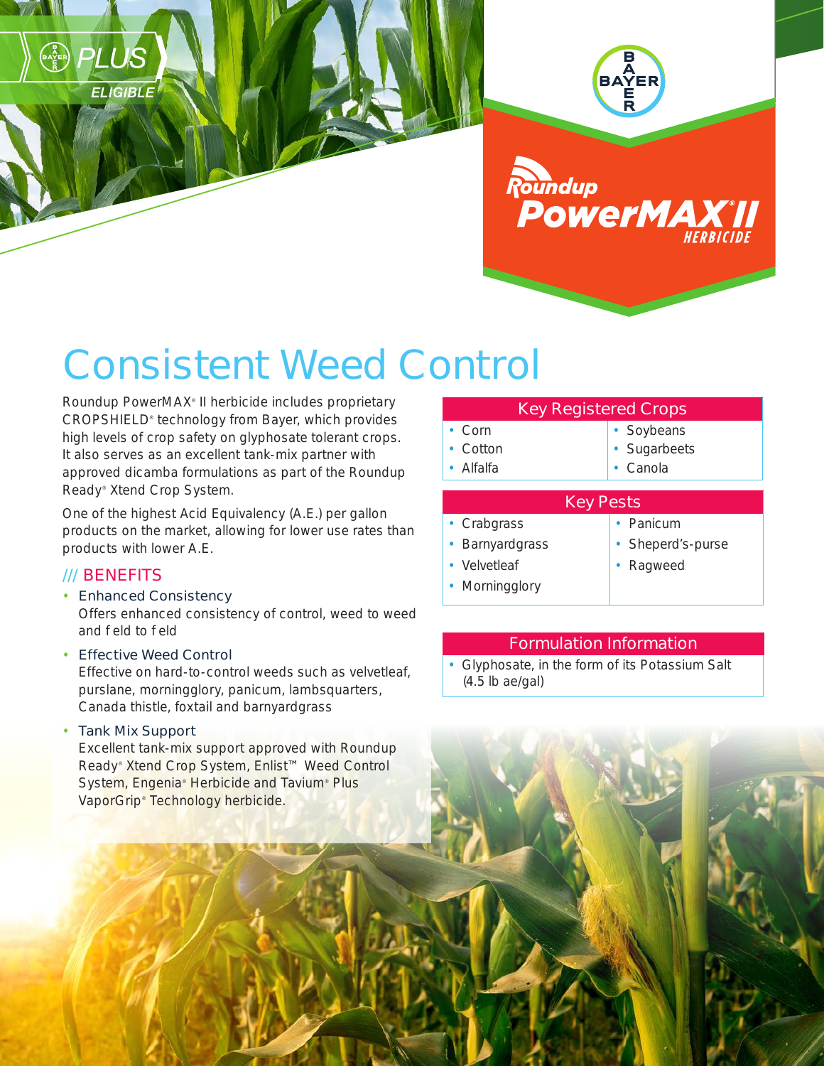BAYER PLUS ELIGIBLE

BAYER

Roundup PowerMAX® II HERBICIDE

# Consistent Weed Control

Roundup PowerMAX® II herbicide includes proprietary CROPSHIELD® technology from Bayer, which provides high levels of crop safety on glyphosate tolerant crops. It also serves as an excellent tank-mix partner with approved dicamba formulations as part of the Roundup Ready® Xtend Crop System.

One of the highest Acid Equivalency (A.E.) per gallon products on the market, allowing for lower use rates than products with lower A.E.

## /// BENEFITS

- Enhanced Consistency
  Offers enhanced consistency of control, weed to weed and f eld to f eld
- Effective Weed Control
  Effective on hard-to-control weeds such as velvetleaf, purslane, morningglory, panicum, lambsquarters, Canada thistle, foxtail and barnyardgrass
- Tank Mix Support
  Excellent tank-mix support approved with Roundup Ready® Xtend Crop System, Enlist™ Weed Control System, Engenia® Herbicide and Tavium® Plus VaporGrip® Technology herbicide.

| Key Registered Crops | |
|---|---|
| • Corn | • Soybeans |
| • Cotton | • Sugarbeets |
| • Alfalfa | • Canola |

| Key Pests | |
|---|---|
| • Crabgrass | • Panicum |
| • Barnyardgrass | • Sheperd's-purse |
| • Velvetleaf | • Ragweed |
| • Morningglory | |

| Formulation Information |
|---|
| • Glyphosate, in the form of its Potassium Salt (4.5 lb ae/gal) |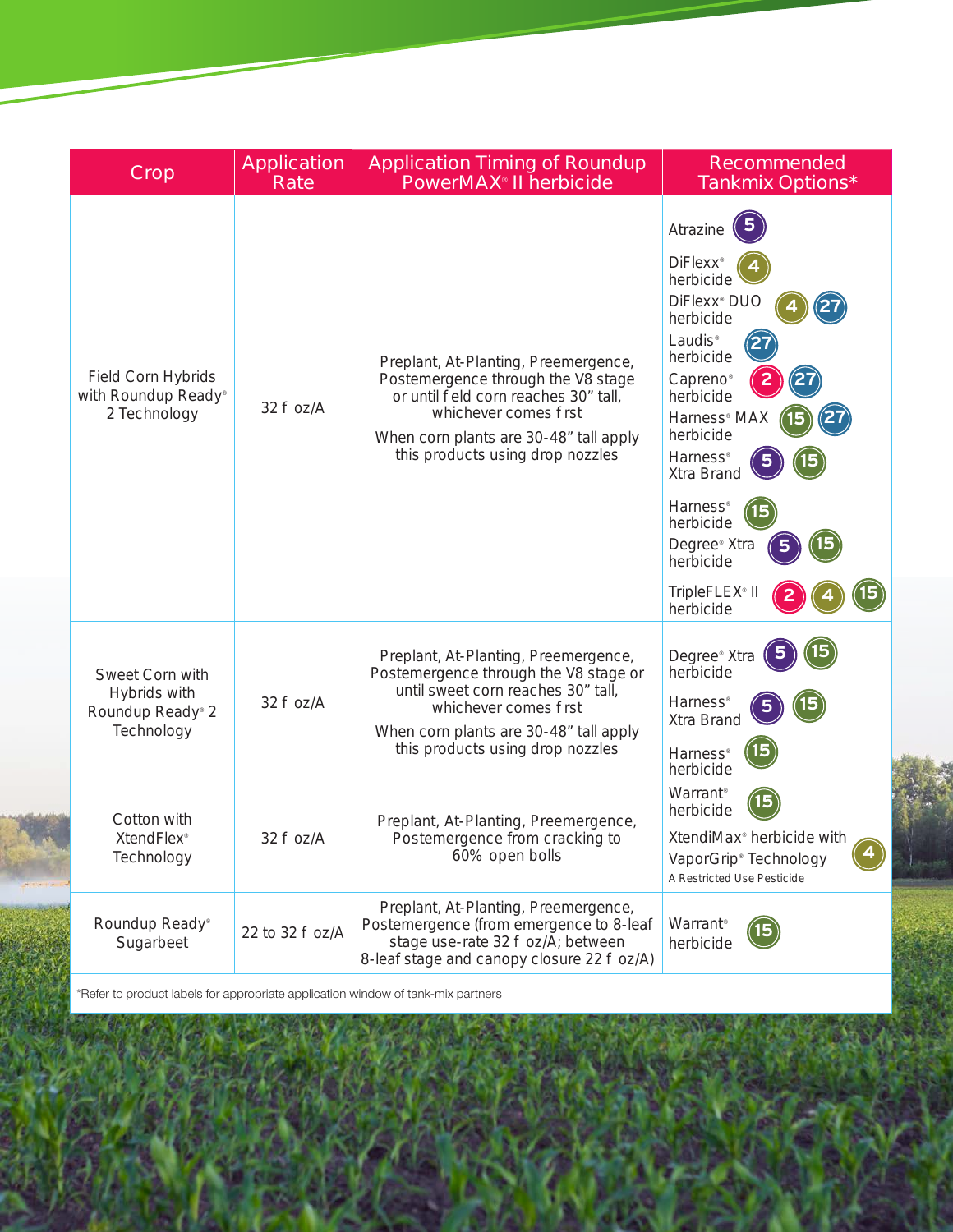| Crop | Application Rate | Application Timing of Roundup PowerMAX® II herbicide | Recommended Tankmix Options* |
|---|---|---|---|
| Field Corn Hybrids with Roundup Ready® 2 Technology | 32 fl oz/A | Preplant, At-Planting, Preemergence, Postemergence through the V8 stage or until field corn reaches 30" tall, whichever comes first<br>When corn plants are 30-48" tall apply this products using drop nozzles | Atrazine (5)<br>DiFlexx® herbicide (4)<br>DiFlexx® DUO herbicide (4) (27)<br>Laudis® herbicide (27)<br>Capreno® herbicide (2) (27)<br>Harness® MAX herbicide (15) (27)<br>Harness® Xtra Brand (5) (15)<br>Harness® herbicide (15)<br>Degree® Xtra herbicide (5) (15)<br>TripleFLEX® II herbicide (2) (4) (15) |
| Sweet Corn with Hybrids with Roundup Ready® 2 Technology | 32 fl oz/A | Preplant, At-Planting, Preemergence, Postemergence through the V8 stage or until sweet corn reaches 30" tall, whichever comes first<br>When corn plants are 30-48" tall apply this products using drop nozzles | Degree® Xtra herbicide (5) (15)<br>Harness® Xtra Brand (5) (15)<br>Harness® herbicide (15) |
| Cotton with XtendFlex® Technology | 32 fl oz/A | Preplant, At-Planting, Preemergence, Postemergence from cracking to 60% open bolls | Warrant® herbicide (15)<br>XtendiMax® herbicide with VaporGrip® Technology (4)<br>A Restricted Use Pesticide |
| Roundup Ready® Sugarbeet | 22 to 32 fl oz/A | Preplant, At-Planting, Preemergence, Postemergence (from emergence to 8-leaf stage use-rate 32 fl oz/A; between 8-leaf stage and canopy closure 22 fl oz/A) | Warrant® herbicide (15) |

*Refer to product labels for appropriate application window of tank-mix partners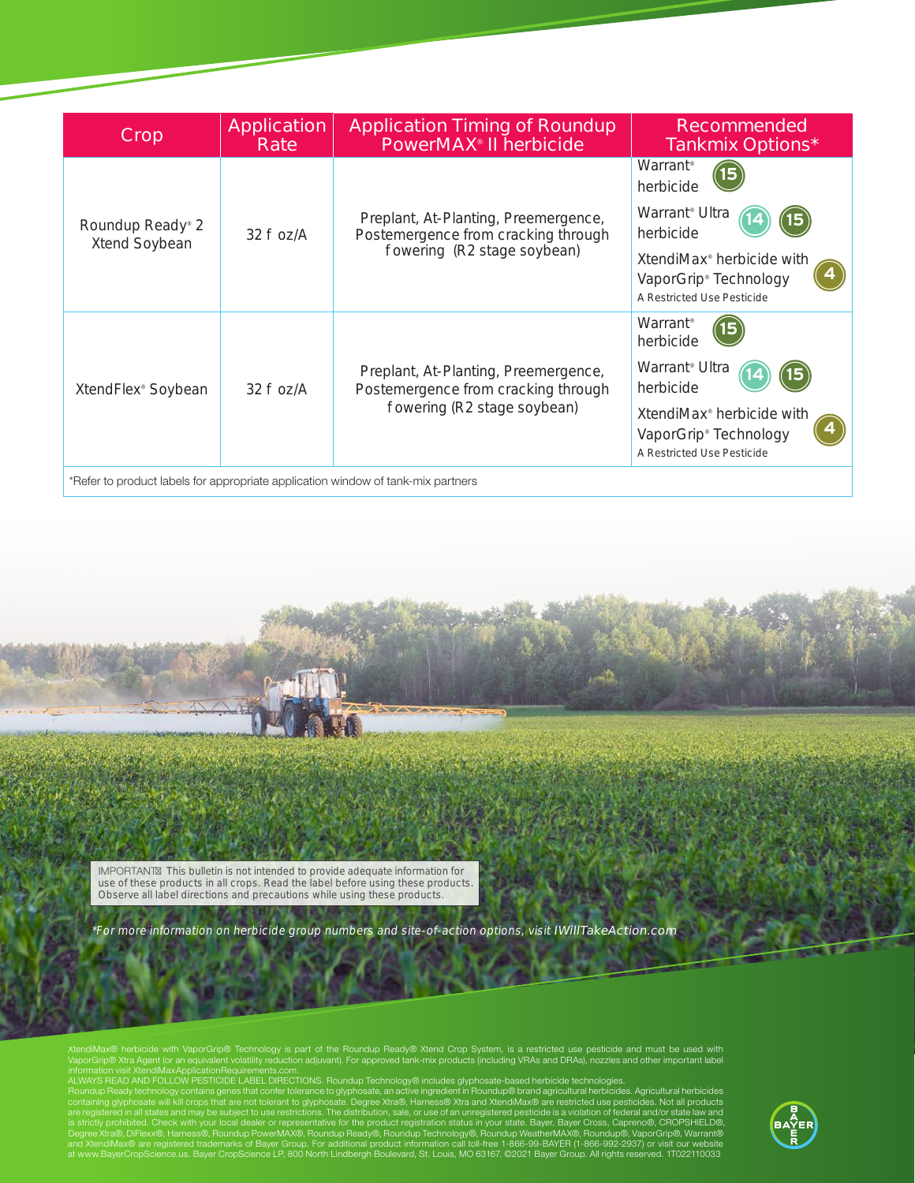| Crop | Application Rate | Application Timing of Roundup PowerMAX® II herbicide | Recommended Tankmix Options* |
|---|---|---|---|
| Roundup Ready® 2 Xtend Soybean | 32 f oz/A | Preplant, At-Planting, Preemergence, Postemergence from cracking through flowering (R2 stage soybean) | Warrant® herbicide (15)<br>Warrant® Ultra herbicide (14) (15)<br>XtendiMax® herbicide with VaporGrip® Technology (4)<br>A Restricted Use Pesticide |
| XtendFlex® Soybean | 32 f oz/A | Preplant, At-Planting, Preemergence, Postemergence from cracking through flowering (R2 stage soybean) | Warrant® herbicide (15)<br>Warrant® Ultra herbicide (14) (15)<br>XtendiMax® herbicide with VaporGrip® Technology (4)<br>A Restricted Use Pesticide |

*Refer to product labels for appropriate application window of tank-mix partners

IMPORTANT: This bulletin is not intended to provide adequate information for use of these products in all crops. Read the label before using these products. Observe all label directions and precautions while using these products.

*\*For more information on herbicide group numbers and site-of-action options, visit IWillTakeAction.com*

XtendiMax® herbicide with VaporGrip® Technology is part of the Roundup Ready® Xtend Crop System, is a restricted use pesticide and must be used with VaporGrip® Xtra Agent (or an equivalent volatility reduction adjuvant). For approved tank-mix products (including VRAs and DRAs), nozzles and other important label information visit XtendiMaxApplicationRequirements.com.

ALWAYS READ AND FOLLOW PESTICIDE LABEL DIRECTIONS. Roundup Technology® includes glyphosate-based herbicide technologies. Roundup Ready technology contains genes that confer tolerance to glyphosate, an active ingredient in Roundup® brand agricultural herbicides. Agricultural herbicides containing glyphosate will kill crops that are not tolerant to glyphosate. Degree Xtra®, Harness® Xtra and XtendiMax® are restricted use pesticides. Not all products are registered in all states and may be subject to use restrictions. The distribution, sale, or use of an unregistered pesticide is a violation of federal and/or state law and is strictly prohibited. Check with your local dealer or representative for the product registration status in your state. Bayer, Bayer Cross, Capreno®, CROPSHIELD®, Degree Xtra®, DiFlexx®, Harness®, Roundup PowerMAX®, Roundup Ready®, Roundup Technology®, Roundup WeatherMAX®, Roundup®, VaporGrip®, Warrant® and XtendiMax® are registered trademarks of Bayer Group. For additional product information call toll-free 1-866-99-BAYER (1-866-992-2937) or visit our website at www.BayerCropScience.us. Bayer CropScience LP, 800 North Lindbergh Boulevard, St. Louis, MO 63167. ©2021 Bayer Group. All rights reserved. 1T022110033